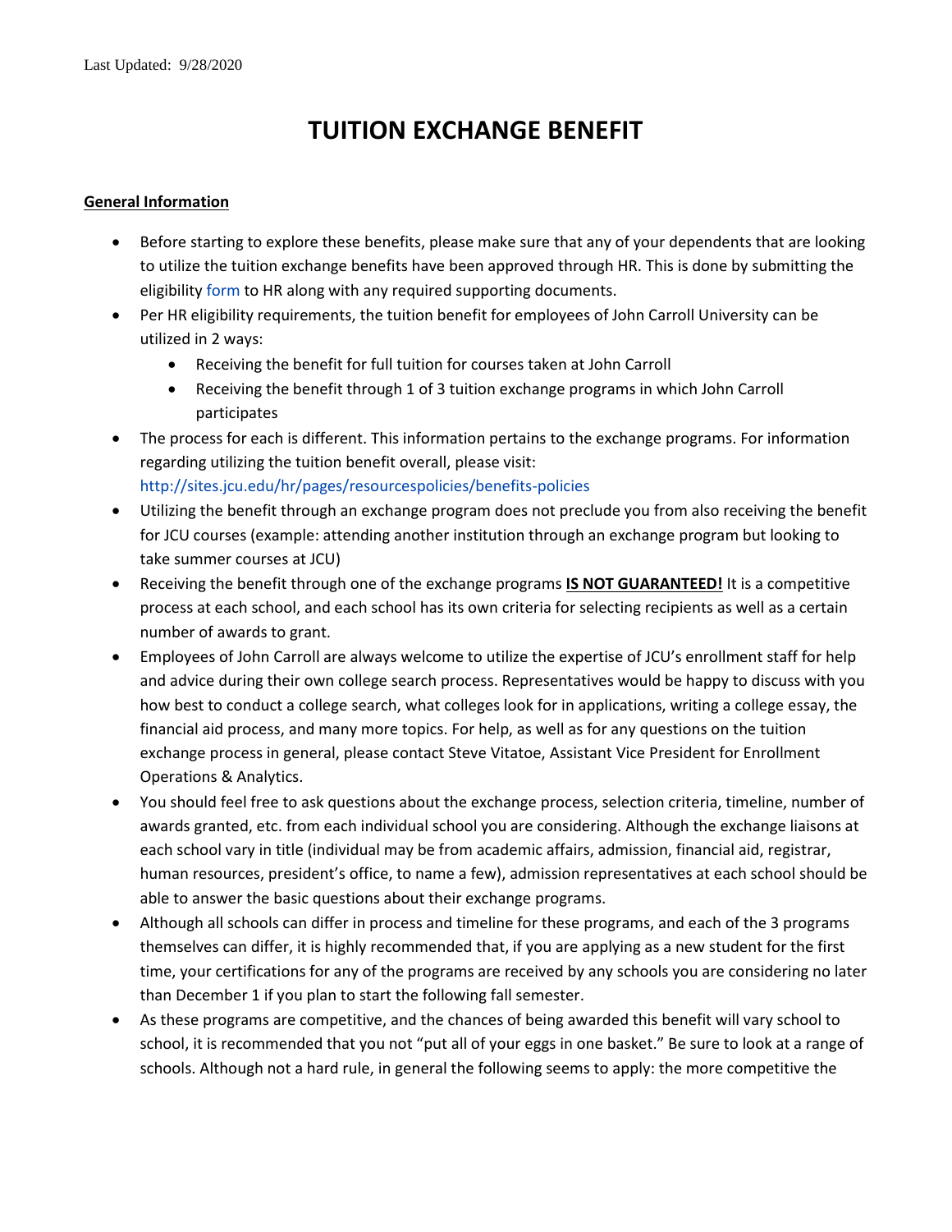Last Updated: 9/28/2020

# TUITION EXCHANGE BENEFIT

**General Information**

- Before starting to explore these benefits, please make sure that any of your dependents that are looking to utilize the tuition exchange benefits have been approved through HR. This is done by submitting the eligibility form to HR along with any required supporting documents.
- Per HR eligibility requirements, the tuition benefit for employees of John Carroll University can be utilized in 2 ways:
    - Receiving the benefit for full tuition for courses taken at John Carroll
    - Receiving the benefit through 1 of 3 tuition exchange programs in which John Carroll participates
- The process for each is different. This information pertains to the exchange programs. For information regarding utilizing the tuition benefit overall, please visit: http://sites.jcu.edu/hr/pages/resourcespolicies/benefits-policies
- Utilizing the benefit through an exchange program does not preclude you from also receiving the benefit for JCU courses (example: attending another institution through an exchange program but looking to take summer courses at JCU)
- Receiving the benefit through one of the exchange programs **IS NOT GUARANTEED!** It is a competitive process at each school, and each school has its own criteria for selecting recipients as well as a certain number of awards to grant.
- Employees of John Carroll are always welcome to utilize the expertise of JCU's enrollment staff for help and advice during their own college search process. Representatives would be happy to discuss with you how best to conduct a college search, what colleges look for in applications, writing a college essay, the financial aid process, and many more topics. For help, as well as for any questions on the tuition exchange process in general, please contact Steve Vitatoe, Assistant Vice President for Enrollment Operations & Analytics.
- You should feel free to ask questions about the exchange process, selection criteria, timeline, number of awards granted, etc. from each individual school you are considering. Although the exchange liaisons at each school vary in title (individual may be from academic affairs, admission, financial aid, registrar, human resources, president's office, to name a few), admission representatives at each school should be able to answer the basic questions about their exchange programs.
- Although all schools can differ in process and timeline for these programs, and each of the 3 programs themselves can differ, it is highly recommended that, if you are applying as a new student for the first time, your certifications for any of the programs are received by any schools you are considering no later than December 1 if you plan to start the following fall semester.
- As these programs are competitive, and the chances of being awarded this benefit will vary school to school, it is recommended that you not "put all of your eggs in one basket." Be sure to look at a range of schools. Although not a hard rule, in general the following seems to apply: the more competitive the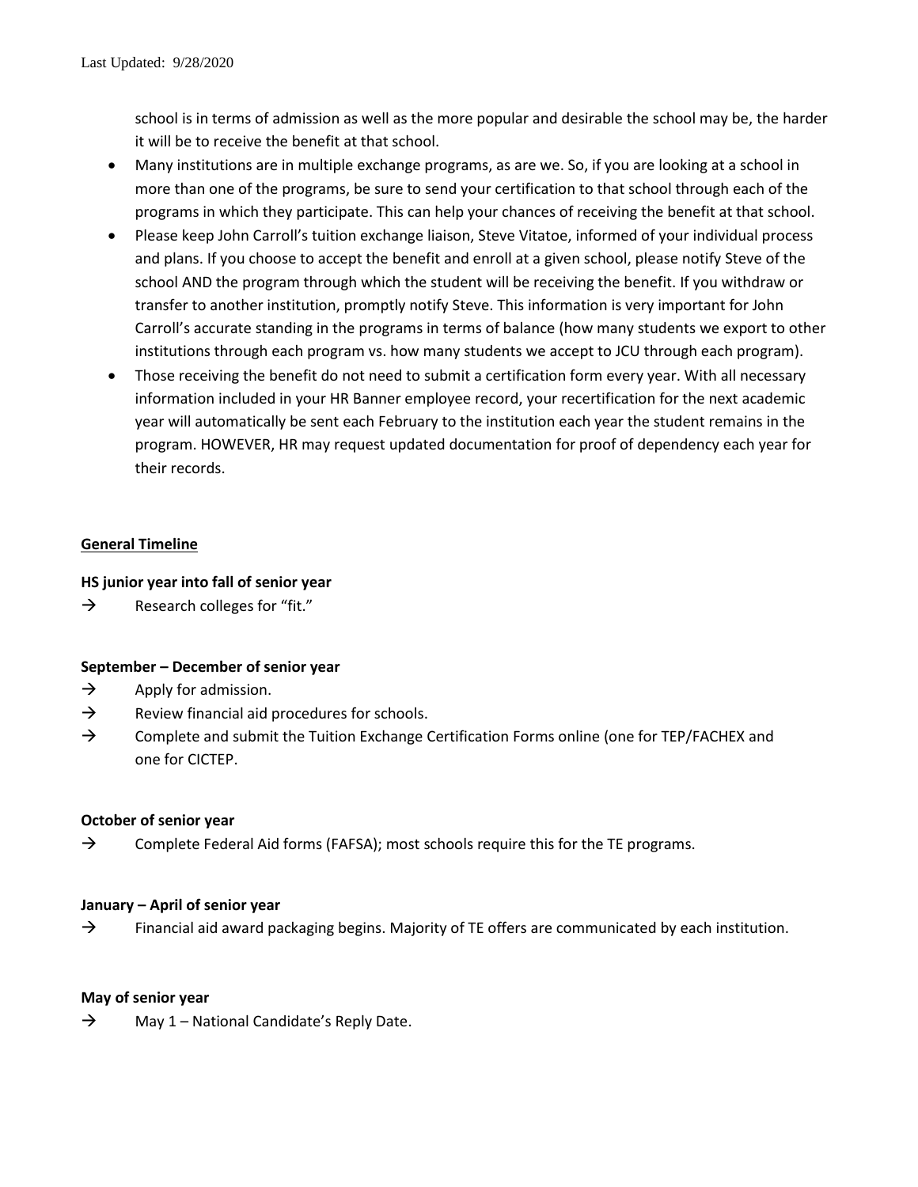school is in terms of admission as well as the more popular and desirable the school may be, the harder it will be to receive the benefit at that school.

- Many institutions are in multiple exchange programs, as are we. So, if you are looking at a school in more than one of the programs, be sure to send your certification to that school through each of the programs in which they participate. This can help your chances of receiving the benefit at that school.
- Please keep John Carroll's tuition exchange liaison, Steve Vitatoe, informed of your individual process and plans. If you choose to accept the benefit and enroll at a given school, please notify Steve of the school AND the program through which the student will be receiving the benefit. If you withdraw or transfer to another institution, promptly notify Steve. This information is very important for John Carroll's accurate standing in the programs in terms of balance (how many students we export to other institutions through each program vs. how many students we accept to JCU through each program).
- Those receiving the benefit do not need to submit a certification form every year. With all necessary information included in your HR Banner employee record, your recertification for the next academic year will automatically be sent each February to the institution each year the student remains in the program. HOWEVER, HR may request updated documentation for proof of dependency each year for their records.

## General Timeline

**HS junior year into fall of senior year**

→ Research colleges for "fit."

**September – December of senior year**

→ Apply for admission.

→ Review financial aid procedures for schools.

→ Complete and submit the Tuition Exchange Certification Forms online (one for TEP/FACHEX and one for CICTEP.

**October of senior year**

→ Complete Federal Aid forms (FAFSA); most schools require this for the TE programs.

**January – April of senior year**

→ Financial aid award packaging begins. Majority of TE offers are communicated by each institution.

**May of senior year**

→ May 1 – National Candidate's Reply Date.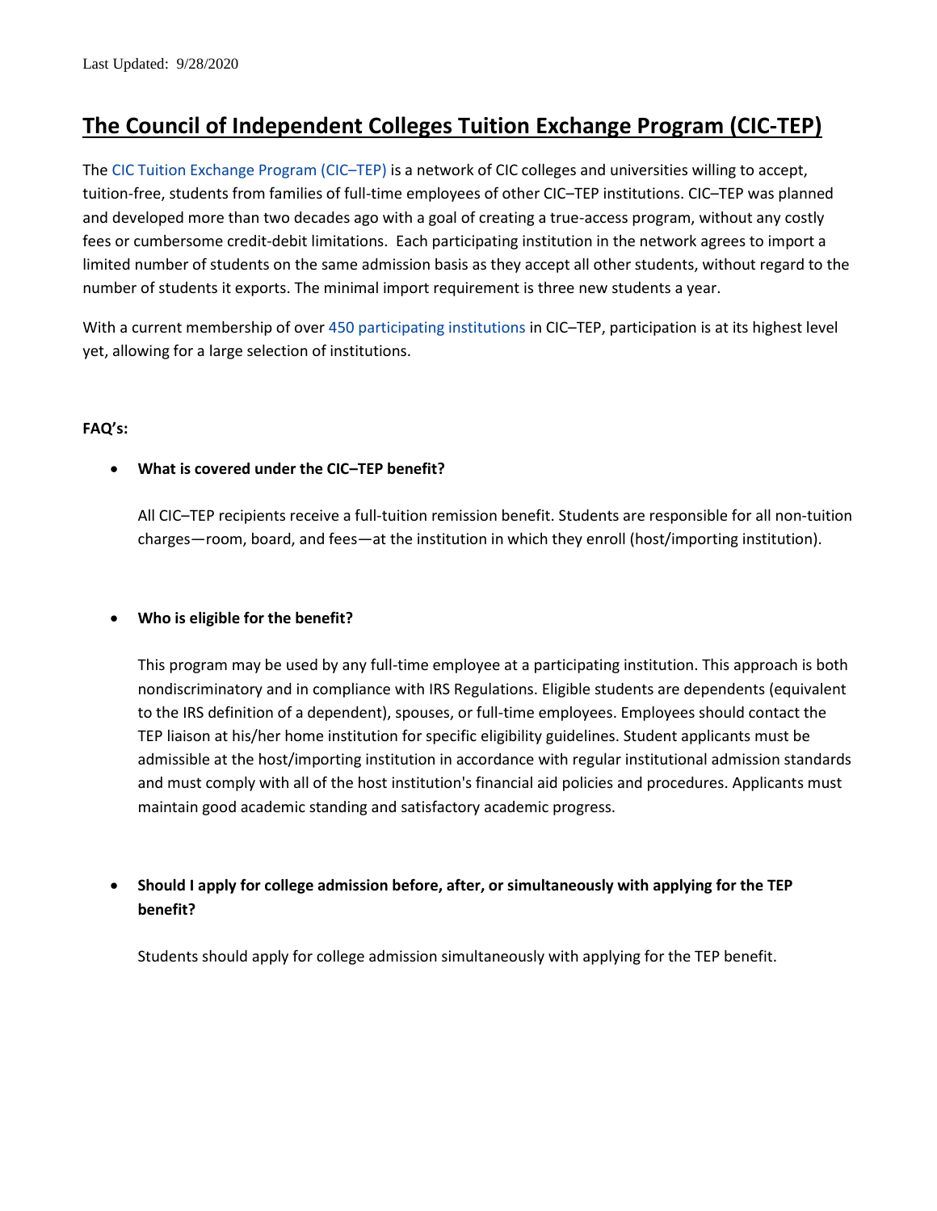Last Updated: 9/28/2020

# The Council of Independent Colleges Tuition Exchange Program (CIC-TEP)

The CIC Tuition Exchange Program (CIC–TEP) is a network of CIC colleges and universities willing to accept, tuition-free, students from families of full-time employees of other CIC–TEP institutions. CIC–TEP was planned and developed more than two decades ago with a goal of creating a true-access program, without any costly fees or cumbersome credit-debit limitations. Each participating institution in the network agrees to import a limited number of students on the same admission basis as they accept all other students, without regard to the number of students it exports. The minimal import requirement is three new students a year.

With a current membership of over 450 participating institutions in CIC–TEP, participation is at its highest level yet, allowing for a large selection of institutions.

**FAQ's:**

- **What is covered under the CIC–TEP benefit?**

  All CIC–TEP recipients receive a full-tuition remission benefit. Students are responsible for all non-tuition charges—room, board, and fees—at the institution in which they enroll (host/importing institution).

- **Who is eligible for the benefit?**

  This program may be used by any full-time employee at a participating institution. This approach is both nondiscriminatory and in compliance with IRS Regulations. Eligible students are dependents (equivalent to the IRS definition of a dependent), spouses, or full-time employees. Employees should contact the TEP liaison at his/her home institution for specific eligibility guidelines. Student applicants must be admissible at the host/importing institution in accordance with regular institutional admission standards and must comply with all of the host institution's financial aid policies and procedures. Applicants must maintain good academic standing and satisfactory academic progress.

- **Should I apply for college admission before, after, or simultaneously with applying for the TEP benefit?**

  Students should apply for college admission simultaneously with applying for the TEP benefit.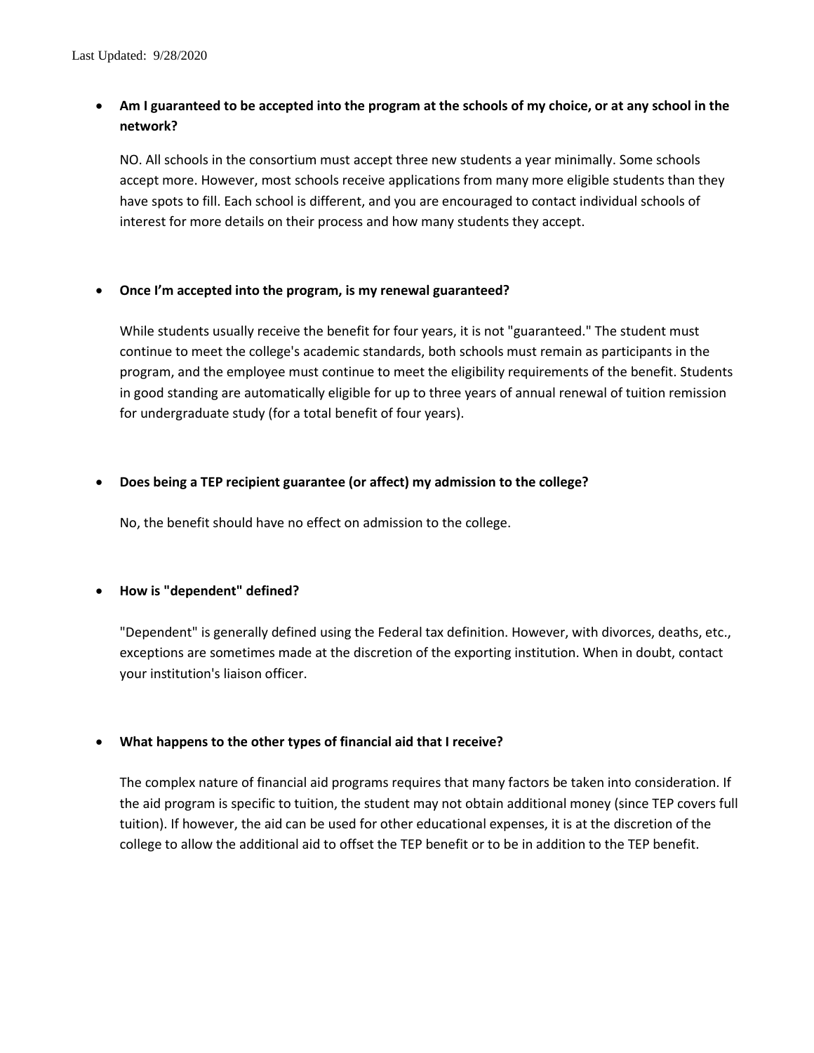- **Am I guaranteed to be accepted into the program at the schools of my choice, or at any school in the network?**

  NO. All schools in the consortium must accept three new students a year minimally. Some schools accept more. However, most schools receive applications from many more eligible students than they have spots to fill. Each school is different, and you are encouraged to contact individual schools of interest for more details on their process and how many students they accept.

- **Once I'm accepted into the program, is my renewal guaranteed?**

  While students usually receive the benefit for four years, it is not "guaranteed." The student must continue to meet the college's academic standards, both schools must remain as participants in the program, and the employee must continue to meet the eligibility requirements of the benefit. Students in good standing are automatically eligible for up to three years of annual renewal of tuition remission for undergraduate study (for a total benefit of four years).

- **Does being a TEP recipient guarantee (or affect) my admission to the college?**

  No, the benefit should have no effect on admission to the college.

- **How is "dependent" defined?**

  "Dependent" is generally defined using the Federal tax definition. However, with divorces, deaths, etc., exceptions are sometimes made at the discretion of the exporting institution. When in doubt, contact your institution's liaison officer.

- **What happens to the other types of financial aid that I receive?**

  The complex nature of financial aid programs requires that many factors be taken into consideration. If the aid program is specific to tuition, the student may not obtain additional money (since TEP covers full tuition). If however, the aid can be used for other educational expenses, it is at the discretion of the college to allow the additional aid to offset the TEP benefit or to be in addition to the TEP benefit.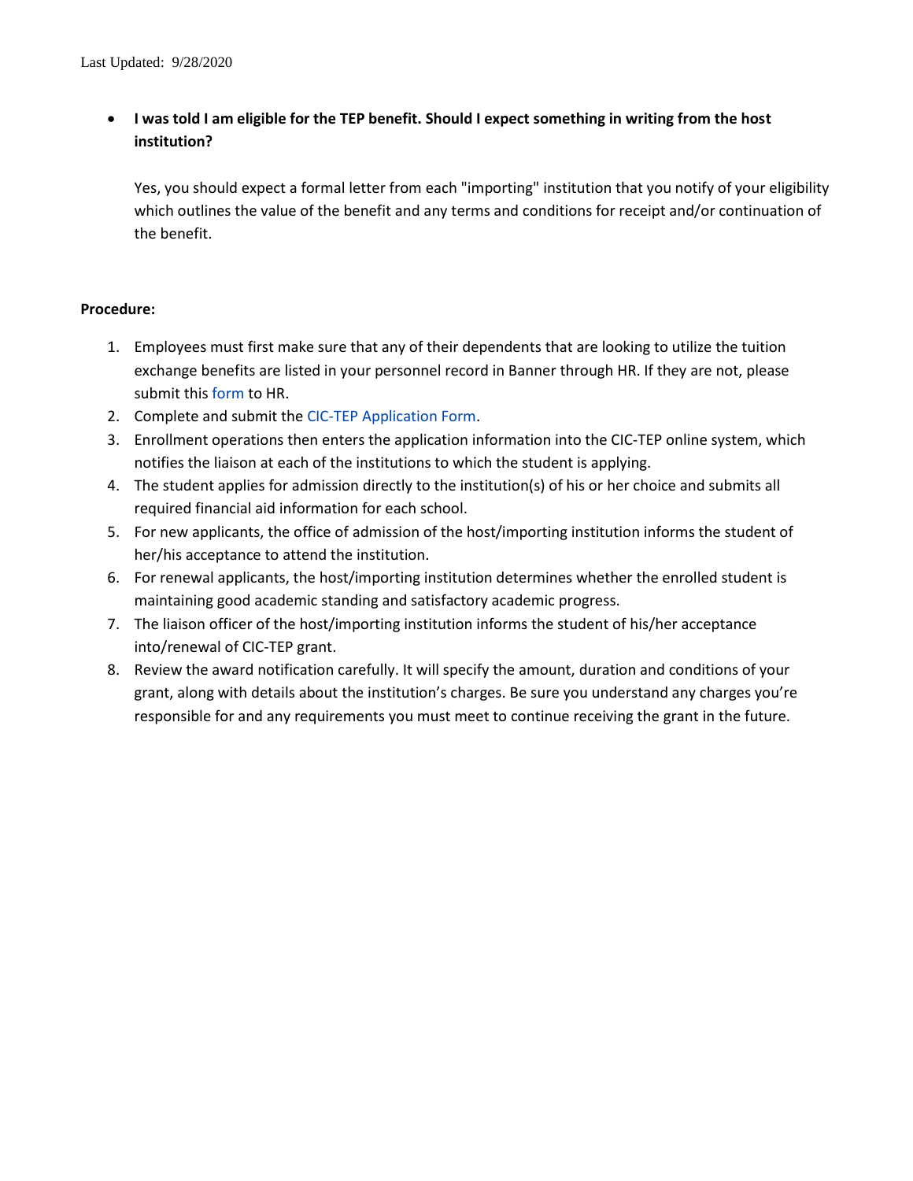Last Updated: 9/28/2020

- **I was told I am eligible for the TEP benefit. Should I expect something in writing from the host institution?**

  Yes, you should expect a formal letter from each "importing" institution that you notify of your eligibility which outlines the value of the benefit and any terms and conditions for receipt and/or continuation of the benefit.

**Procedure:**

1. Employees must first make sure that any of their dependents that are looking to utilize the tuition exchange benefits are listed in your personnel record in Banner through HR. If they are not, please submit this form to HR.
2. Complete and submit the CIC-TEP Application Form.
3. Enrollment operations then enters the application information into the CIC-TEP online system, which notifies the liaison at each of the institutions to which the student is applying.
4. The student applies for admission directly to the institution(s) of his or her choice and submits all required financial aid information for each school.
5. For new applicants, the office of admission of the host/importing institution informs the student of her/his acceptance to attend the institution.
6. For renewal applicants, the host/importing institution determines whether the enrolled student is maintaining good academic standing and satisfactory academic progress.
7. The liaison officer of the host/importing institution informs the student of his/her acceptance into/renewal of CIC-TEP grant.
8. Review the award notification carefully. It will specify the amount, duration and conditions of your grant, along with details about the institution's charges. Be sure you understand any charges you're responsible for and any requirements you must meet to continue receiving the grant in the future.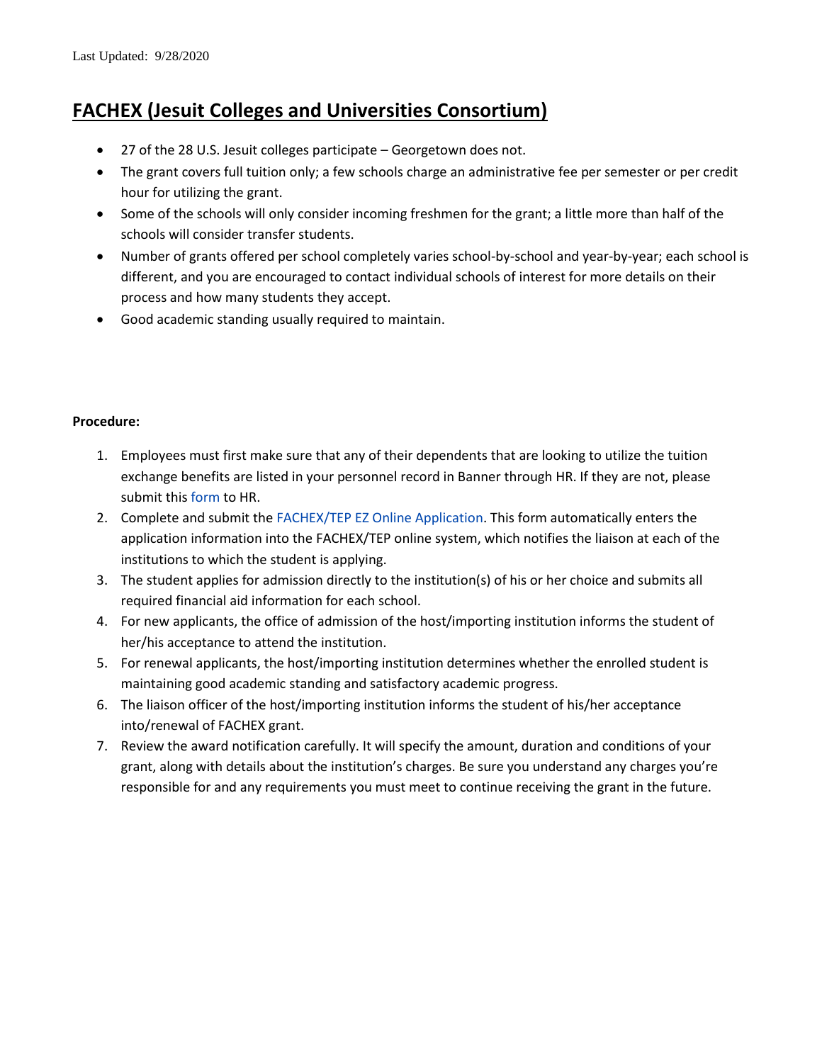Last Updated: 9/28/2020

# FACHEX (Jesuit Colleges and Universities Consortium)

- 27 of the 28 U.S. Jesuit colleges participate – Georgetown does not.
- The grant covers full tuition only; a few schools charge an administrative fee per semester or per credit hour for utilizing the grant.
- Some of the schools will only consider incoming freshmen for the grant; a little more than half of the schools will consider transfer students.
- Number of grants offered per school completely varies school-by-school and year-by-year; each school is different, and you are encouraged to contact individual schools of interest for more details on their process and how many students they accept.
- Good academic standing usually required to maintain.

**Procedure:**

1. Employees must first make sure that any of their dependents that are looking to utilize the tuition exchange benefits are listed in your personnel record in Banner through HR. If they are not, please submit this form to HR.
2. Complete and submit the FACHEX/TEP EZ Online Application. This form automatically enters the application information into the FACHEX/TEP online system, which notifies the liaison at each of the institutions to which the student is applying.
3. The student applies for admission directly to the institution(s) of his or her choice and submits all required financial aid information for each school.
4. For new applicants, the office of admission of the host/importing institution informs the student of her/his acceptance to attend the institution.
5. For renewal applicants, the host/importing institution determines whether the enrolled student is maintaining good academic standing and satisfactory academic progress.
6. The liaison officer of the host/importing institution informs the student of his/her acceptance into/renewal of FACHEX grant.
7. Review the award notification carefully. It will specify the amount, duration and conditions of your grant, along with details about the institution's charges. Be sure you understand any charges you're responsible for and any requirements you must meet to continue receiving the grant in the future.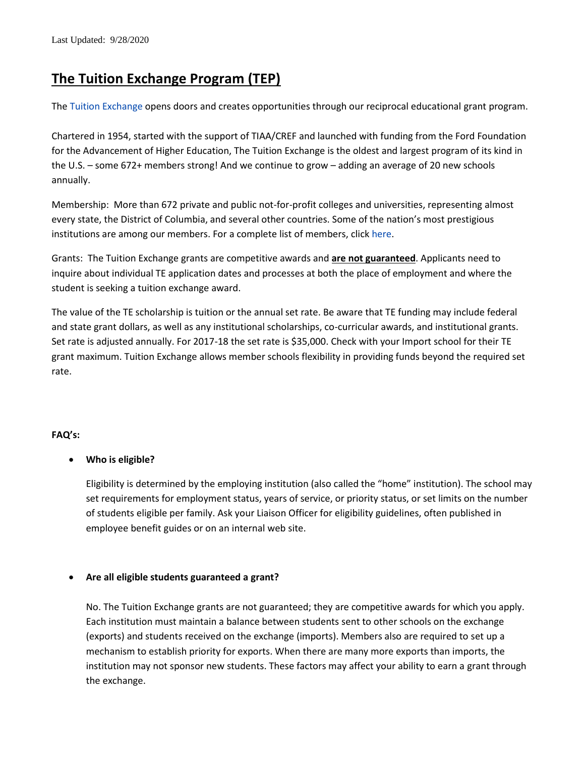Last Updated: 9/28/2020

# The Tuition Exchange Program (TEP)

The Tuition Exchange opens doors and creates opportunities through our reciprocal educational grant program.

Chartered in 1954, started with the support of TIAA/CREF and launched with funding from the Ford Foundation for the Advancement of Higher Education, The Tuition Exchange is the oldest and largest program of its kind in the U.S. – some 672+ members strong! And we continue to grow – adding an average of 20 new schools annually.

Membership: More than 672 private and public not-for-profit colleges and universities, representing almost every state, the District of Columbia, and several other countries. Some of the nation's most prestigious institutions are among our members. For a complete list of members, click here.

Grants: The Tuition Exchange grants are competitive awards and **are not guaranteed**. Applicants need to inquire about individual TE application dates and processes at both the place of employment and where the student is seeking a tuition exchange award.

The value of the TE scholarship is tuition or the annual set rate. Be aware that TE funding may include federal and state grant dollars, as well as any institutional scholarships, co-curricular awards, and institutional grants. Set rate is adjusted annually. For 2017-18 the set rate is $35,000. Check with your Import school for their TE grant maximum. Tuition Exchange allows member schools flexibility in providing funds beyond the required set rate.

**FAQ's:**

- **Who is eligible?**

  Eligibility is determined by the employing institution (also called the "home" institution). The school may set requirements for employment status, years of service, or priority status, or set limits on the number of students eligible per family. Ask your Liaison Officer for eligibility guidelines, often published in employee benefit guides or on an internal web site.

- **Are all eligible students guaranteed a grant?**

  No. The Tuition Exchange grants are not guaranteed; they are competitive awards for which you apply. Each institution must maintain a balance between students sent to other schools on the exchange (exports) and students received on the exchange (imports). Members also are required to set up a mechanism to establish priority for exports. When there are many more exports than imports, the institution may not sponsor new students. These factors may affect your ability to earn a grant through the exchange.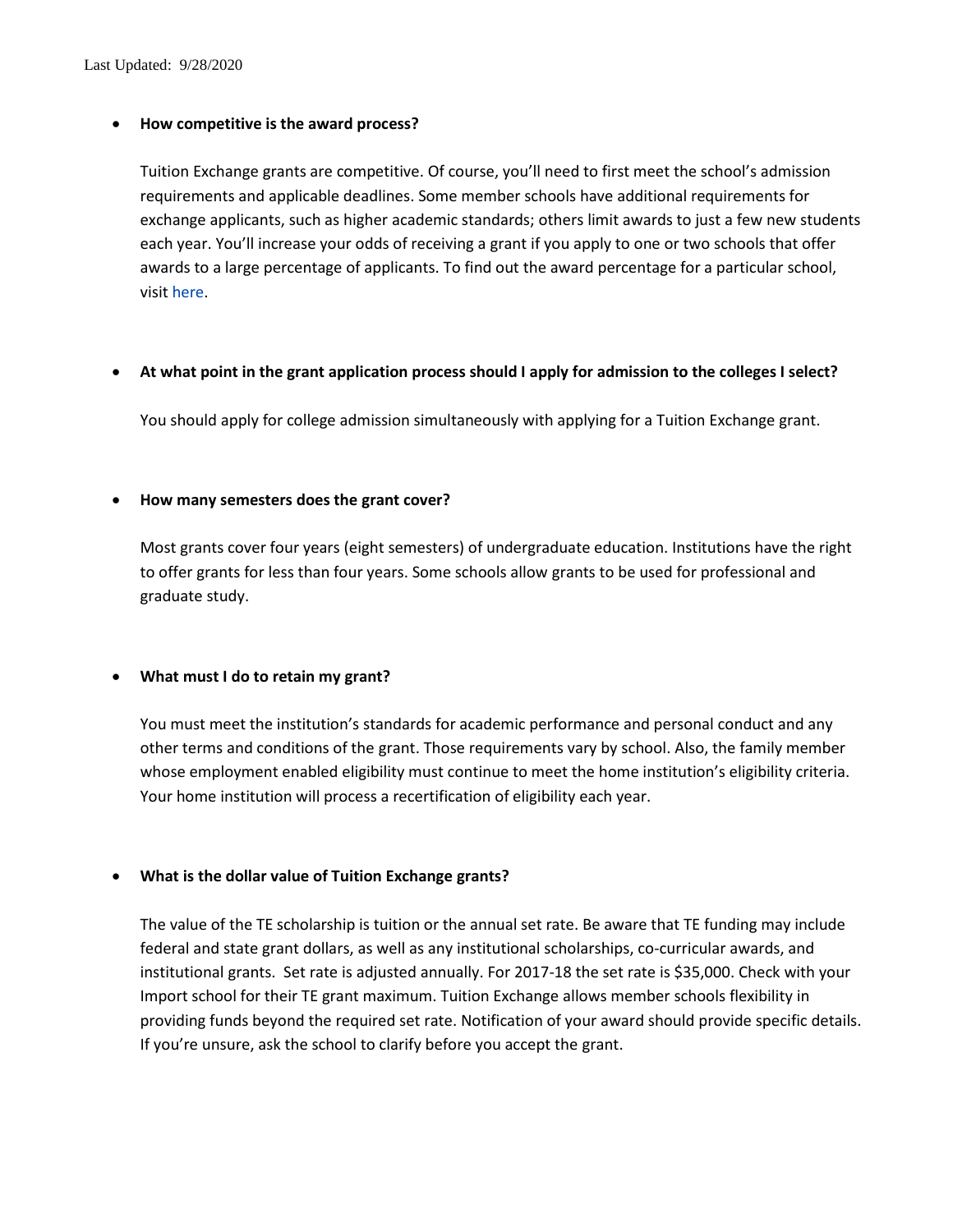Last Updated: 9/28/2020

- **How competitive is the award process?**

  Tuition Exchange grants are competitive. Of course, you'll need to first meet the school's admission requirements and applicable deadlines. Some member schools have additional requirements for exchange applicants, such as higher academic standards; others limit awards to just a few new students each year. You'll increase your odds of receiving a grant if you apply to one or two schools that offer awards to a large percentage of applicants. To find out the award percentage for a particular school, visit here.

- **At what point in the grant application process should I apply for admission to the colleges I select?**

  You should apply for college admission simultaneously with applying for a Tuition Exchange grant.

- **How many semesters does the grant cover?**

  Most grants cover four years (eight semesters) of undergraduate education. Institutions have the right to offer grants for less than four years. Some schools allow grants to be used for professional and graduate study.

- **What must I do to retain my grant?**

  You must meet the institution's standards for academic performance and personal conduct and any other terms and conditions of the grant. Those requirements vary by school. Also, the family member whose employment enabled eligibility must continue to meet the home institution's eligibility criteria. Your home institution will process a recertification of eligibility each year.

- **What is the dollar value of Tuition Exchange grants?**

  The value of the TE scholarship is tuition or the annual set rate. Be aware that TE funding may include federal and state grant dollars, as well as any institutional scholarships, co-curricular awards, and institutional grants. Set rate is adjusted annually. For 2017-18 the set rate is $35,000. Check with your Import school for their TE grant maximum. Tuition Exchange allows member schools flexibility in providing funds beyond the required set rate. Notification of your award should provide specific details. If you're unsure, ask the school to clarify before you accept the grant.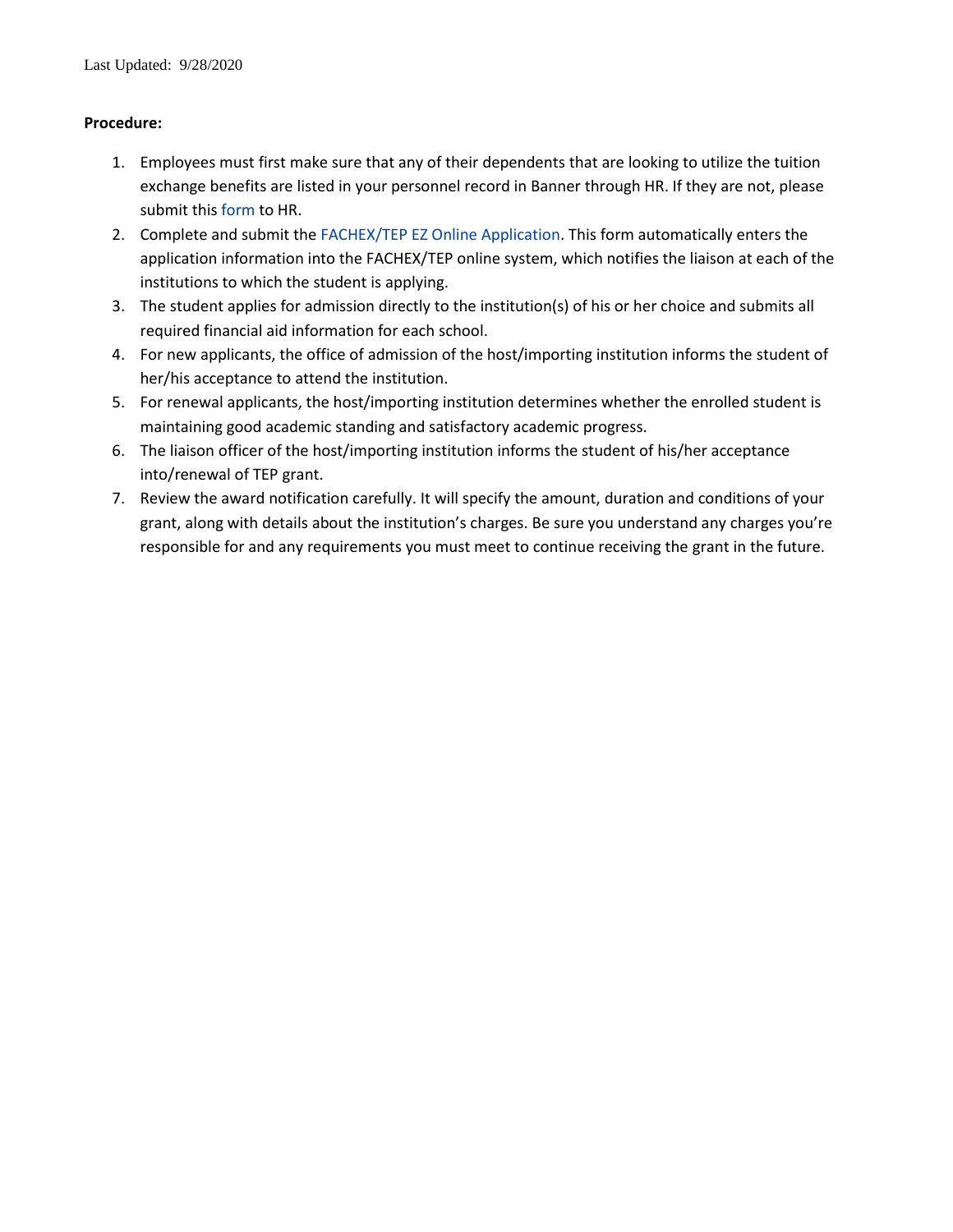Last Updated: 9/28/2020

**Procedure:**

1. Employees must first make sure that any of their dependents that are looking to utilize the tuition exchange benefits are listed in your personnel record in Banner through HR. If they are not, please submit this form to HR.
2. Complete and submit the FACHEX/TEP EZ Online Application. This form automatically enters the application information into the FACHEX/TEP online system, which notifies the liaison at each of the institutions to which the student is applying.
3. The student applies for admission directly to the institution(s) of his or her choice and submits all required financial aid information for each school.
4. For new applicants, the office of admission of the host/importing institution informs the student of her/his acceptance to attend the institution.
5. For renewal applicants, the host/importing institution determines whether the enrolled student is maintaining good academic standing and satisfactory academic progress.
6. The liaison officer of the host/importing institution informs the student of his/her acceptance into/renewal of TEP grant.
7. Review the award notification carefully. It will specify the amount, duration and conditions of your grant, along with details about the institution's charges. Be sure you understand any charges you're responsible for and any requirements you must meet to continue receiving the grant in the future.